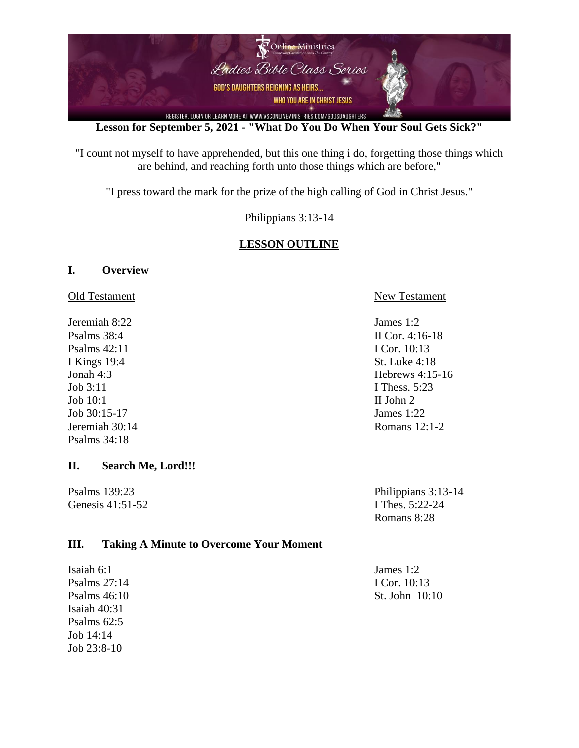**Lesson for September 5, 2021 - "What Do You Do When Your Soul Gets Sick?"**

"I count not myself to have apprehended, but this one thing i do, forgetting those things which are behind, and reaching forth unto those things which are before,"

"I press toward the mark for the prize of the high calling of God in Christ Jesus."

Philippians 3:13-14

## LESSON OUTLINE

### I. Overview

Old Testament

Jeremiah 8:22
Psalms 38:4
Psalms 42:11
I Kings 19:4
Jonah 4:3
Job 3:11
Job 10:1
Job 30:15-17
Jeremiah 30:14
Psalms 34:18

New Testament

James 1:2
II Cor. 4:16-18
I Cor. 10:13
St. Luke 4:18
Hebrews 4:15-16
I Thess. 5:23
II John 2
James 1:22
Romans 12:1-2

### II. Search Me, Lord!!!

Psalms 139:23
Genesis 41:51-52

Philippians 3:13-14
I Thes. 5:22-24
Romans 8:28

### III. Taking A Minute to Overcome Your Moment

Isaiah 6:1
Psalms 27:14
Psalms 46:10
Isaiah 40:31
Psalms 62:5
Job 14:14
Job 23:8-10

James 1:2
I Cor. 10:13
St. John 10:10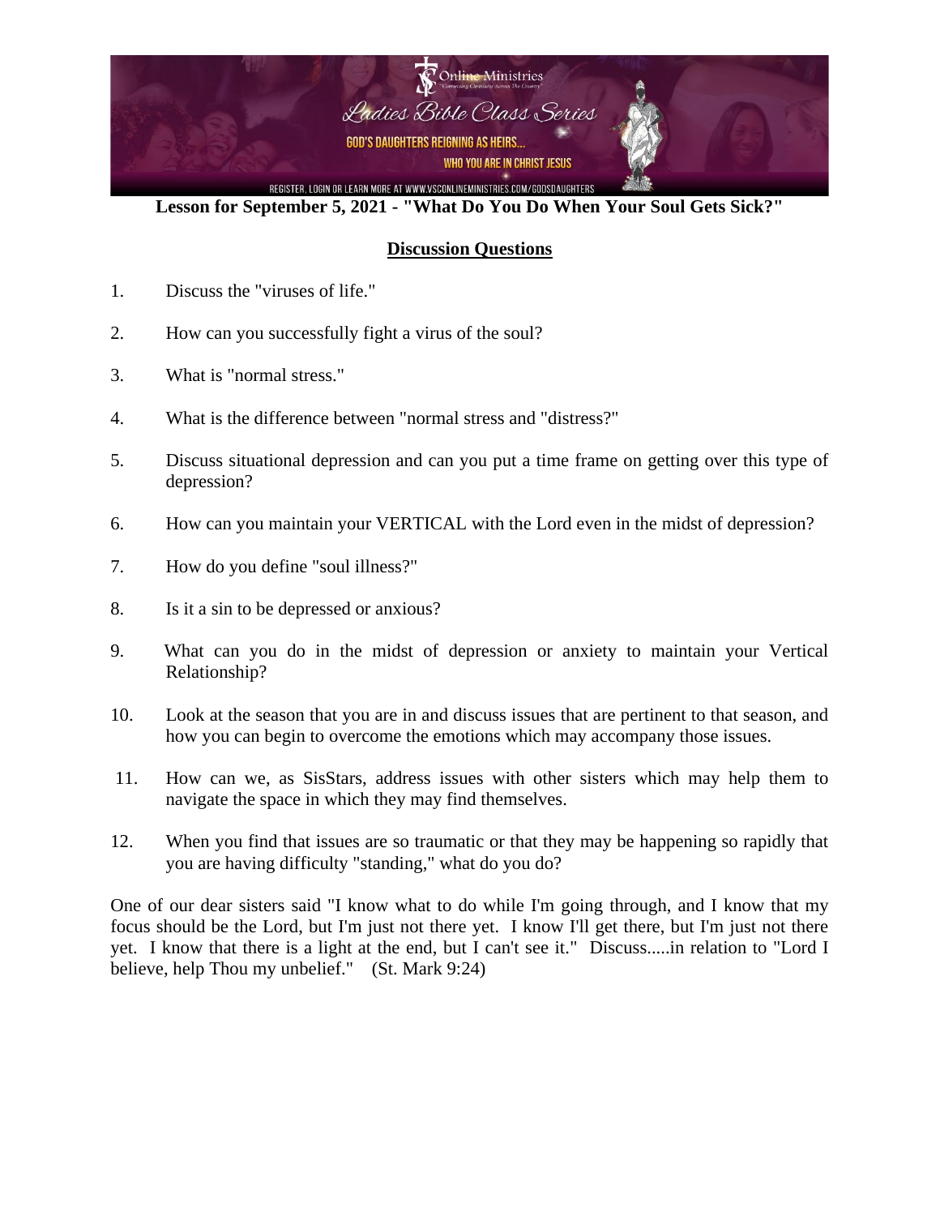**Lesson for September 5, 2021 - "What Do You Do When Your Soul Gets Sick?"**

## Discussion Questions

1. Discuss the "viruses of life."

2. How can you successfully fight a virus of the soul?

3. What is "normal stress."

4. What is the difference between "normal stress and "distress?"

5. Discuss situational depression and can you put a time frame on getting over this type of depression?

6. How can you maintain your VERTICAL with the Lord even in the midst of depression?

7. How do you define "soul illness?"

8. Is it a sin to be depressed or anxious?

9. What can you do in the midst of depression or anxiety to maintain your Vertical Relationship?

10. Look at the season that you are in and discuss issues that are pertinent to that season, and how you can begin to overcome the emotions which may accompany those issues.

11. How can we, as SisStars, address issues with other sisters which may help them to navigate the space in which they may find themselves.

12. When you find that issues are so traumatic or that they may be happening so rapidly that you are having difficulty "standing," what do you do?

One of our dear sisters said "I know what to do while I'm going through, and I know that my focus should be the Lord, but I'm just not there yet. I know I'll get there, but I'm just not there yet. I know that there is a light at the end, but I can't see it." Discuss.....in relation to "Lord I believe, help Thou my unbelief." (St. Mark 9:24)